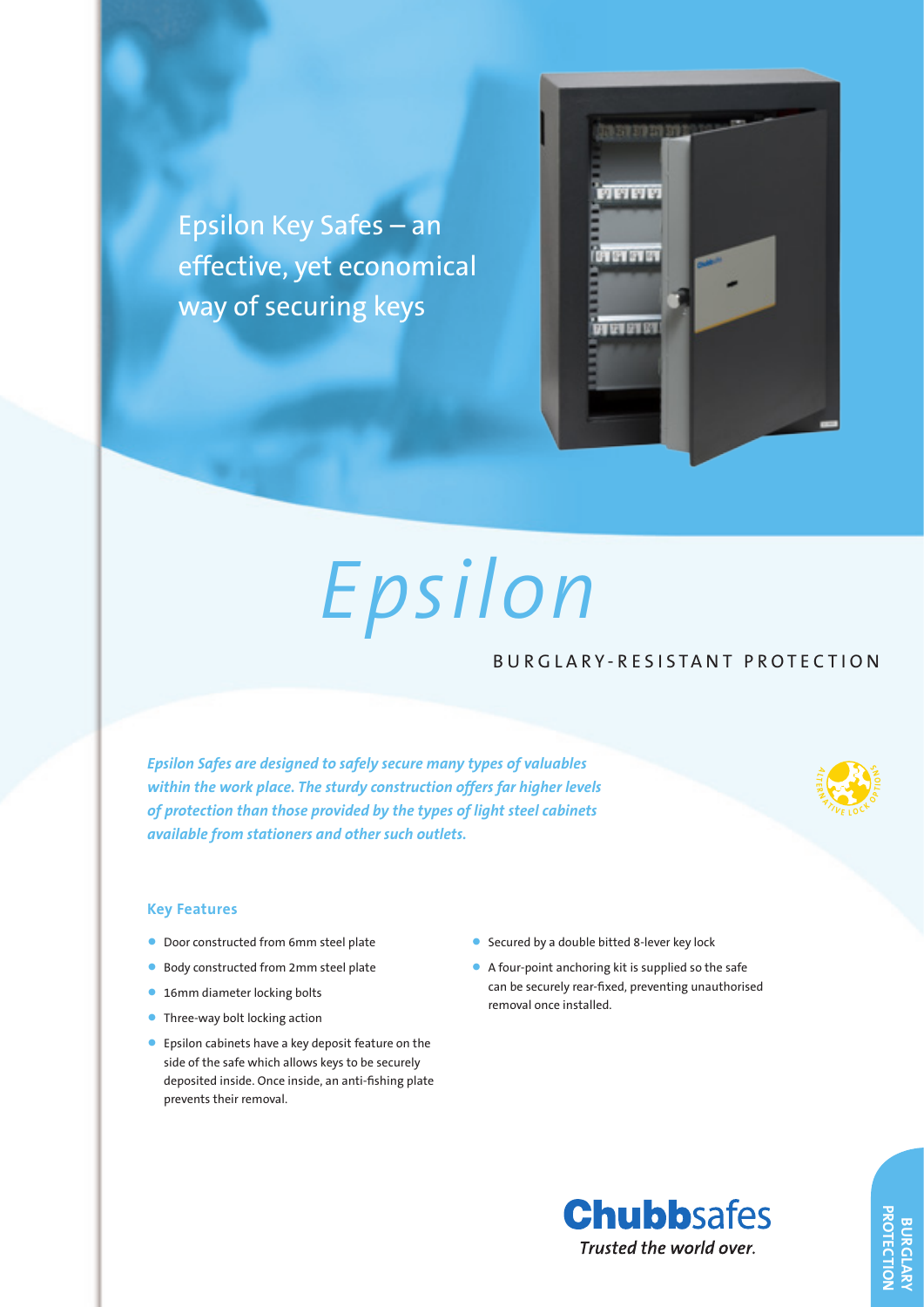Epsilon Key Safes – an effective, yet economical way of securing keys

# Epsilon

## BURGLARY-RESISTANT PROTECTION

***Epsilon Safes are designed to safely secure many types of valuables within the work place. The sturdy construction offers far higher levels of protection than those provided by the types of light steel cabinets available from stationers and other such outlets.***

ALTERNATIVE LOCK OPTIONS

### Key Features

- Door constructed from 6mm steel plate
- Body constructed from 2mm steel plate
- 16mm diameter locking bolts
- Three-way bolt locking action
- Epsilon cabinets have a key deposit feature on the side of the safe which allows keys to be securely deposited inside. Once inside, an anti-fishing plate prevents their removal.
- Secured by a double bitted 8-lever key lock
- A four-point anchoring kit is supplied so the safe can be securely rear-fixed, preventing unauthorised removal once installed.

**Chubb**safes

*Trusted the world over.*

BURGLARY PROTECTION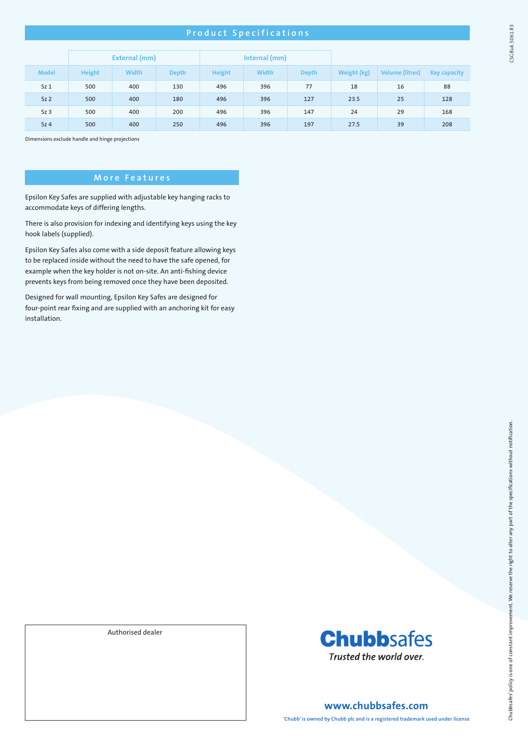## Product Specifications

| | External (mm) | | | Internal (mm) | | | | | |
|---|---|---|---|---|---|---|---|---|---|
| Model | Height | Width | Depth | Height | Width | Depth | Weight (kg) | Volume (litres) | Key capacity |
| Sz 1 | 500 | 400 | 130 | 496 | 396 | 77 | 18 | 16 | 88 |
| Sz 2 | 500 | 400 | 180 | 496 | 396 | 127 | 23.5 | 25 | 128 |
| Sz 3 | 500 | 400 | 200 | 496 | 396 | 147 | 24 | 29 | 168 |
| Sz 4 | 500 | 400 | 250 | 496 | 396 | 197 | 27.5 | 39 | 208 |

Dimensions exclude handle and hinge projections

## More Features

Epsilon Key Safes are supplied with adjustable key hanging racks to accommodate keys of differing lengths.

There is also provision for indexing and identifying keys using the key hook labels (supplied).

Epsilon Key Safes also come with a side deposit feature allowing keys to be replaced inside without the need to have the safe opened, for example when the key holder is not on-site. An anti-fishing device prevents keys from being removed once they have been deposited.

Designed for wall mounting, Epsilon Key Safes are designed for four-point rear fixing and are supplied with an anchoring kit for easy installation.

Authorised dealer

**Chubb**safes

*Trusted the world over.*

**www.chubbsafes.com**

'Chubb' is owned by Chubb plc and is a registered trademark used under license

Chubbsafes' policy is one of constant improvement. We reserve the right to alter any part of the specifications without notification.

CSGBuk.5061.R3